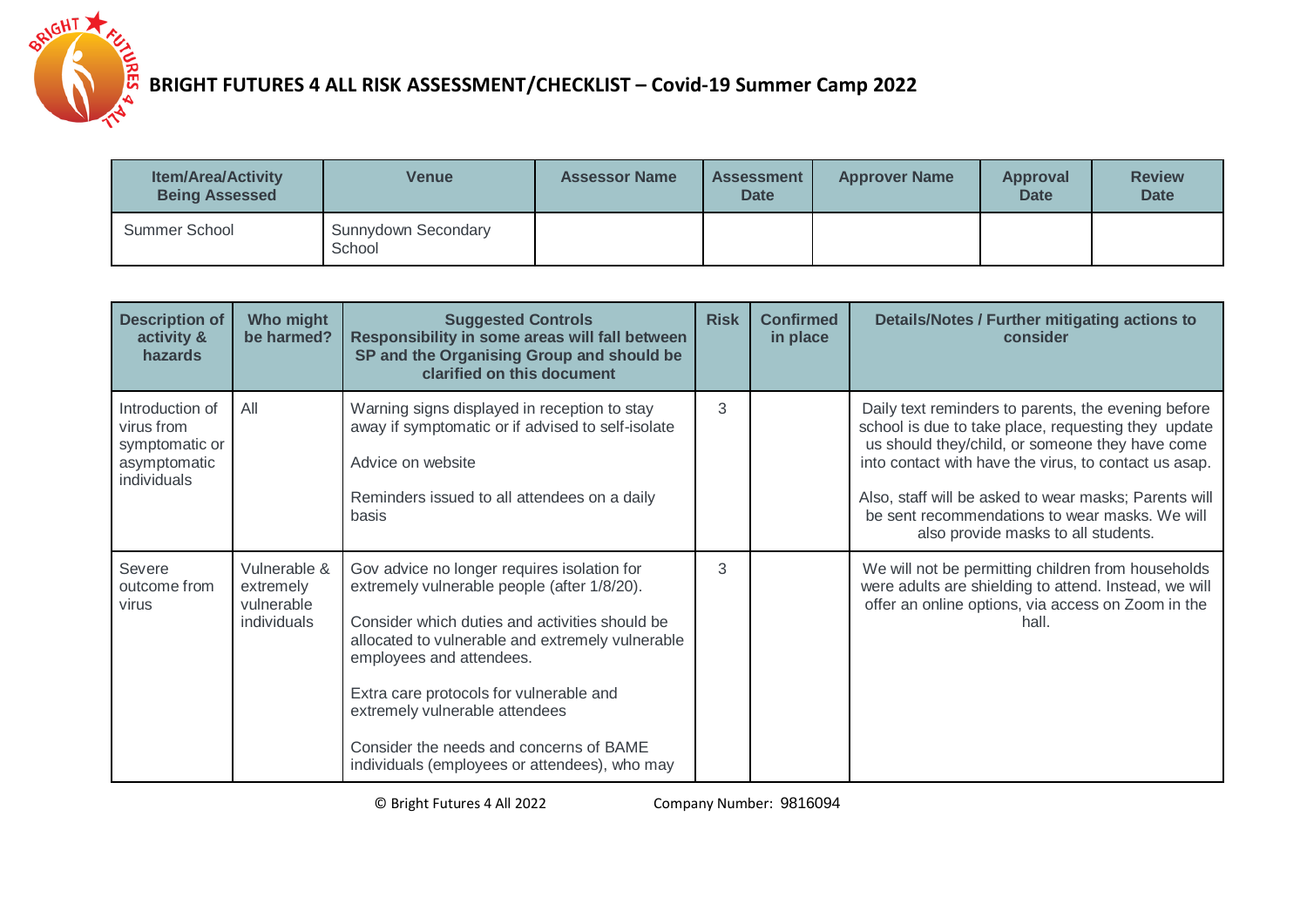# BRIGHT FUTURES 4 ALL RISK ASSESSMENT/CHECKLIST – Covid-19 Summer Camp 2022

| Item/Area/Activity Being Assessed | Venue | Assessor Name | Assessment Date | Approver Name | Approval Date | Review Date |
|---|---|---|---|---|---|---|
| Summer School | Sunnydown Secondary School | | | | | |

| Description of activity & hazards | Who might be harmed? | Suggested Controls<br>Responsibility in some areas will fall between SP and the Organising Group and should be clarified on this document | Risk | Confirmed in place | Details/Notes / Further mitigating actions to consider |
|---|---|---|---|---|---|
| Introduction of virus from symptomatic or asymptomatic individuals | All | Warning signs displayed in reception to stay away if symptomatic or if advised to self-isolate<br><br>Advice on website<br><br>Reminders issued to all attendees on a daily basis | 3 | | Daily text reminders to parents, the evening before school is due to take place, requesting they update us should they/child, or someone they have come into contact with have the virus, to contact us asap.<br><br>Also, staff will be asked to wear masks; Parents will be sent recommendations to wear masks. We will also provide masks to all students. |
| Severe outcome from virus | Vulnerable & extremely vulnerable individuals | Gov advice no longer requires isolation for extremely vulnerable people (after 1/8/20).<br><br>Consider which duties and activities should be allocated to vulnerable and extremely vulnerable employees and attendees.<br><br>Extra care protocols for vulnerable and extremely vulnerable attendees<br><br>Consider the needs and concerns of BAME individuals (employees or attendees), who may | 3 | | We will not be permitting children from households were adults are shielding to attend. Instead, we will offer an online options, via access on Zoom in the hall. |

© Bright Futures 4 All 2022 Company Number: 9816094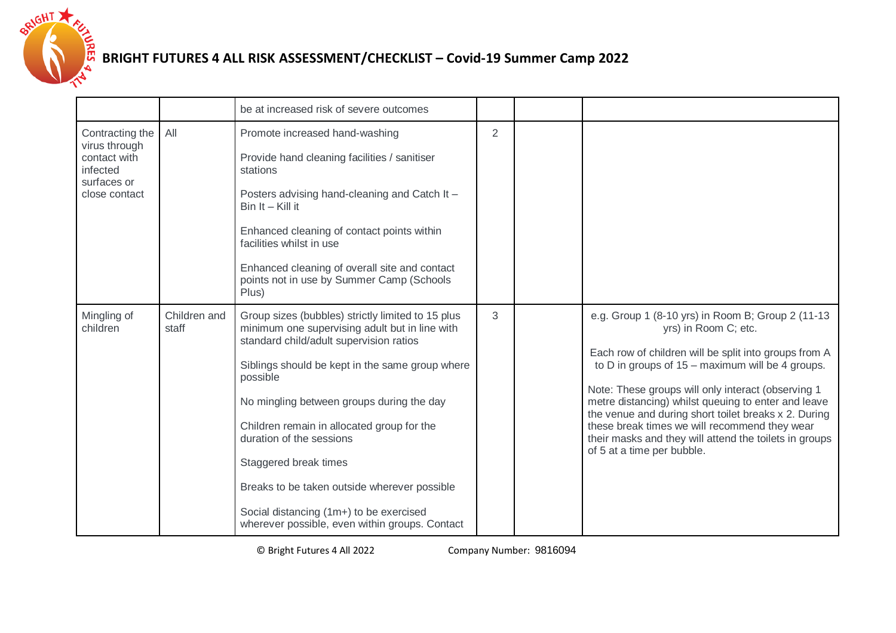# BRIGHT FUTURES 4 ALL RISK ASSESSMENT/CHECKLIST – Covid-19 Summer Camp 2022

| | | | | | |
|---|---|---|---|---|---|
| | | be at increased risk of severe outcomes | | | |
| Contracting the virus through contact with infected surfaces or close contact | All | Promote increased hand-washing<br><br>Provide hand cleaning facilities / sanitiser stations<br><br>Posters advising hand-cleaning and Catch It – Bin It – Kill it<br><br>Enhanced cleaning of contact points within facilities whilst in use<br><br>Enhanced cleaning of overall site and contact points not in use by Summer Camp (Schools Plus) | 2 | | |
| Mingling of children | Children and staff | Group sizes (bubbles) strictly limited to 15 plus minimum one supervising adult but in line with standard child/adult supervision ratios<br><br>Siblings should be kept in the same group where possible<br><br>No mingling between groups during the day<br><br>Children remain in allocated group for the duration of the sessions<br><br>Staggered break times<br><br>Breaks to be taken outside wherever possible<br><br>Social distancing (1m+) to be exercised wherever possible, even within groups. Contact | 3 | | e.g. Group 1 (8-10 yrs) in Room B; Group 2 (11-13 yrs) in Room C; etc.<br><br>Each row of children will be split into groups from A to D in groups of 15 – maximum will be 4 groups.<br><br>Note: These groups will only interact (observing 1 metre distancing) whilst queuing to enter and leave the venue and during short toilet breaks x 2. During these break times we will recommend they wear their masks and they will attend the toilets in groups of 5 at a time per bubble. |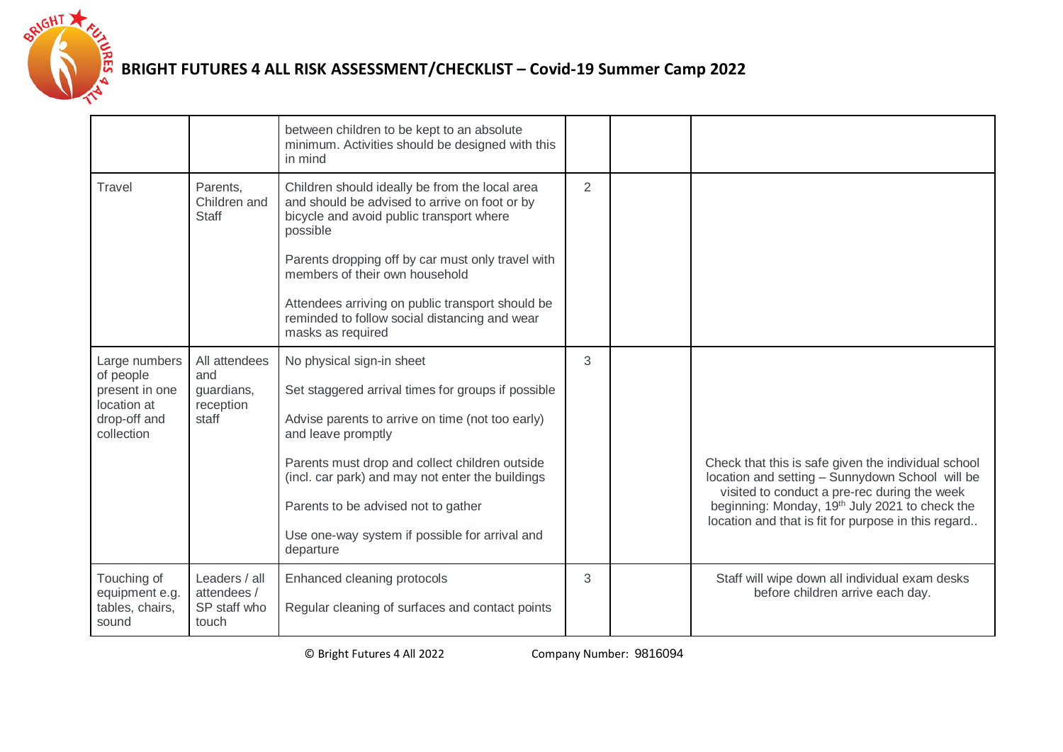# BRIGHT FUTURES 4 ALL RISK ASSESSMENT/CHECKLIST – Covid-19 Summer Camp 2022

| | | | | | |
|---|---|---|---|---|---|
| | | between children to be kept to an absolute minimum. Activities should be designed with this in mind | | | |
| Travel | Parents, Children and Staff | Children should ideally be from the local area and should be advised to arrive on foot or by bicycle and avoid public transport where possible<br><br>Parents dropping off by car must only travel with members of their own household<br><br>Attendees arriving on public transport should be reminded to follow social distancing and wear masks as required | 2 | | |
| Large numbers of people present in one location at drop-off and collection | All attendees and guardians, reception staff | No physical sign-in sheet<br><br>Set staggered arrival times for groups if possible<br><br>Advise parents to arrive on time (not too early) and leave promptly<br><br>Parents must drop and collect children outside (incl. car park) and may not enter the buildings<br><br>Parents to be advised not to gather<br><br>Use one-way system if possible for arrival and departure | 3 | | Check that this is safe given the individual school location and setting – Sunnydown School will be visited to conduct a pre-rec during the week beginning: Monday, 19th July 2021 to check the location and that is fit for purpose in this regard.. |
| Touching of equipment e.g. tables, chairs, sound | Leaders / all attendees / SP staff who touch | Enhanced cleaning protocols<br><br>Regular cleaning of surfaces and contact points | 3 | | Staff will wipe down all individual exam desks before children arrive each day. |

© Bright Futures 4 All 2022 Company Number: 9816094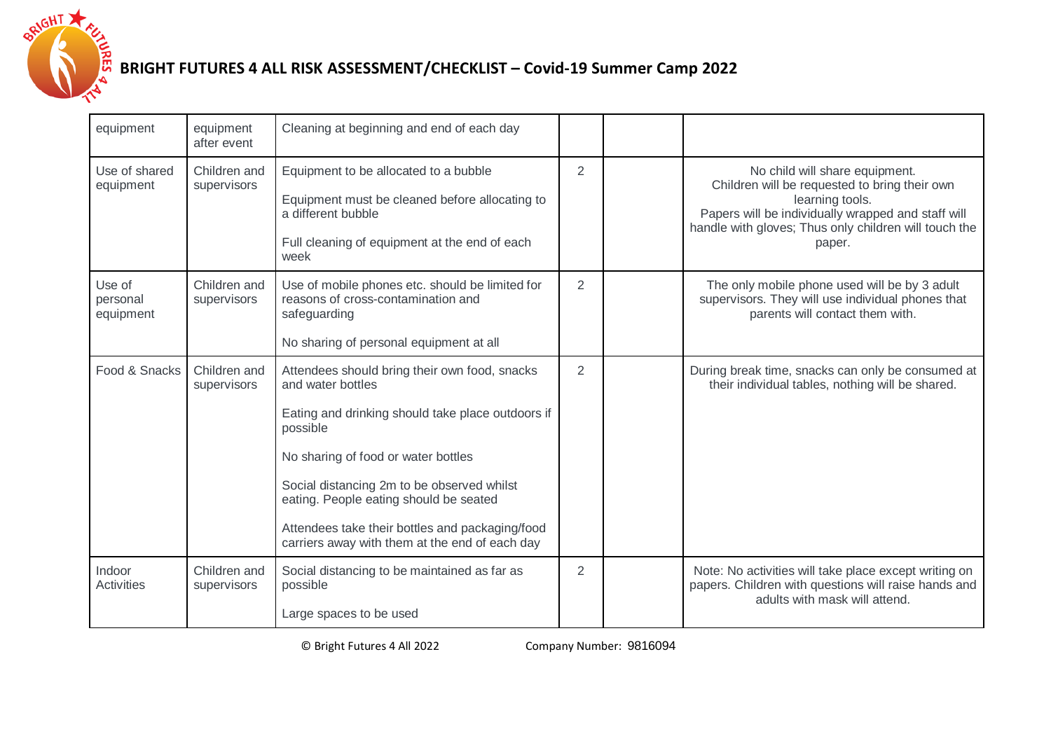| equipment | equipment after event | Cleaning at beginning and end of each day | | | |
|---|---|---|---|---|---|
| Use of shared equipment | Children and supervisors | Equipment to be allocated to a bubble<br><br>Equipment must be cleaned before allocating to a different bubble<br><br>Full cleaning of equipment at the end of each week | 2 | | No child will share equipment.<br>Children will be requested to bring their own learning tools.<br>Papers will be individually wrapped and staff will handle with gloves; Thus only children will touch the paper. |
| Use of personal equipment | Children and supervisors | Use of mobile phones etc. should be limited for reasons of cross-contamination and safeguarding<br><br>No sharing of personal equipment at all | 2 | | The only mobile phone used will be by 3 adult supervisors. They will use individual phones that parents will contact them with. |
| Food & Snacks | Children and supervisors | Attendees should bring their own food, snacks and water bottles<br><br>Eating and drinking should take place outdoors if possible<br><br>No sharing of food or water bottles<br><br>Social distancing 2m to be observed whilst eating. People eating should be seated<br><br>Attendees take their bottles and packaging/food carriers away with them at the end of each day | 2 | | During break time, snacks can only be consumed at their individual tables, nothing will be shared. |
| Indoor Activities | Children and supervisors | Social distancing to be maintained as far as possible<br><br>Large spaces to be used | 2 | | Note: No activities will take place except writing on papers. Children with questions will raise hands and adults with mask will attend. |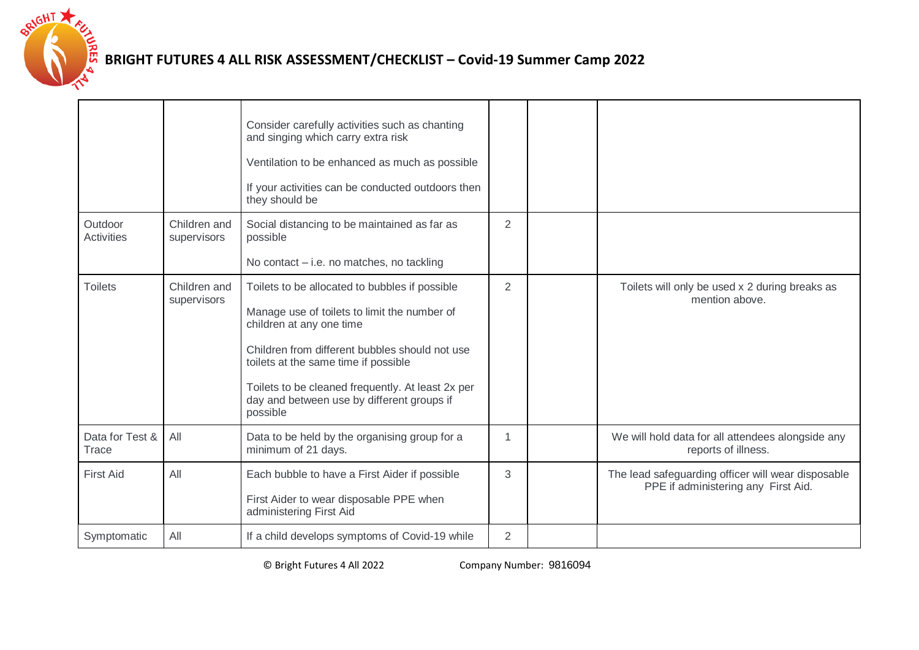# BRIGHT FUTURES 4 ALL RISK ASSESSMENT/CHECKLIST – Covid-19 Summer Camp 2022

| | | | | | |
|---|---|---|---|---|---|
| | | Consider carefully activities such as chanting and singing which carry extra risk<br><br>Ventilation to be enhanced as much as possible<br><br>If your activities can be conducted outdoors then they should be | | | |
| Outdoor Activities | Children and supervisors | Social distancing to be maintained as far as possible<br><br>No contact – i.e. no matches, no tackling | 2 | | |
| Toilets | Children and supervisors | Toilets to be allocated to bubbles if possible<br><br>Manage use of toilets to limit the number of children at any one time<br><br>Children from different bubbles should not use toilets at the same time if possible<br><br>Toilets to be cleaned frequently. At least 2x per day and between use by different groups if possible | 2 | | Toilets will only be used x 2 during breaks as mention above. |
| Data for Test & Trace | All | Data to be held by the organising group for a minimum of 21 days. | 1 | | We will hold data for all attendees alongside any reports of illness. |
| First Aid | All | Each bubble to have a First Aider if possible<br><br>First Aider to wear disposable PPE when administering First Aid | 3 | | The lead safeguarding officer will wear disposable PPE if administering any First Aid. |
| Symptomatic | All | If a child develops symptoms of Covid-19 while | 2 | | |

© Bright Futures 4 All 2022 Company Number: 9816094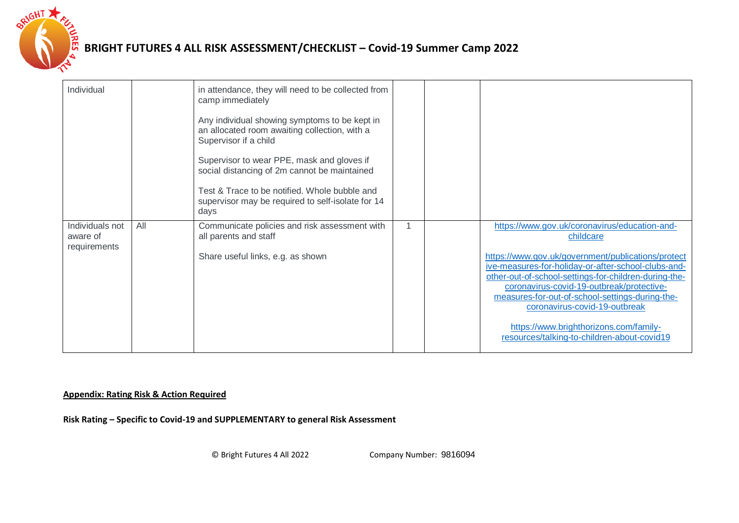| | | | | | |
|---|---|---|---|---|---|
| Individual | | in attendance, they will need to be collected from camp immediately<br><br>Any individual showing symptoms to be kept in an allocated room awaiting collection, with a Supervisor if a child<br><br>Supervisor to wear PPE, mask and gloves if social distancing of 2m cannot be maintained<br><br>Test & Trace to be notified. Whole bubble and supervisor may be required to self-isolate for 14 days | | | |
| Individuals not aware of requirements | All | Communicate policies and risk assessment with all parents and staff<br><br>Share useful links, e.g. as shown | 1 | | https://www.gov.uk/coronavirus/education-and-childcare<br><br>https://www.gov.uk/government/publications/protective-measures-for-holiday-or-after-school-clubs-and-other-out-of-school-settings-for-children-during-the-coronavirus-covid-19-outbreak/protective-measures-for-out-of-school-settings-during-the-coronavirus-covid-19-outbreak<br><br>https://www.brighthorizons.com/family-resources/talking-to-children-about-covid19 |

**Appendix: Rating Risk & Action Required**

**Risk Rating – Specific to Covid-19 and SUPPLEMENTARY to general Risk Assessment**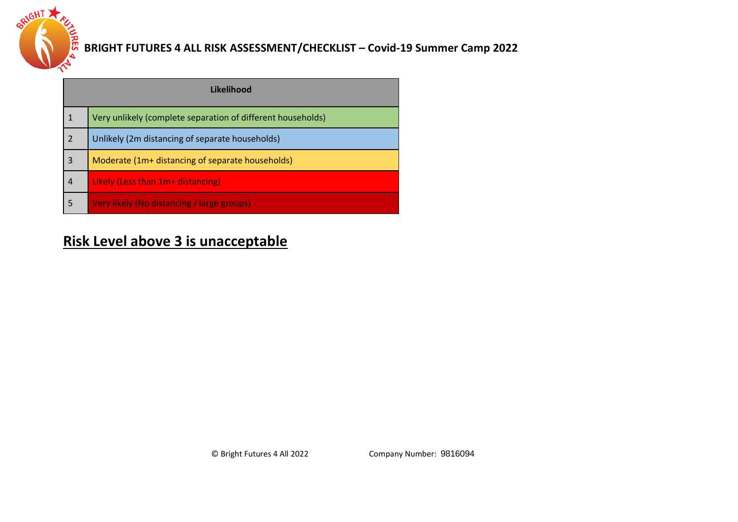**BRIGHT FUTURES 4 ALL RISK ASSESSMENT/CHECKLIST – Covid-19 Summer Camp 2022**

| Likelihood | |
|---|---|
| 1 | Very unlikely (complete separation of different households) |
| 2 | Unlikely (2m distancing of separate households) |
| 3 | Moderate (1m+ distancing of separate households) |
| 4 | Likely (Less than 1m+ distancing) |
| 5 | Very likely (No distancing / large groups) |

## Risk Level above 3 is unacceptable

© Bright Futures 4 All 2022 Company Number: 9816094